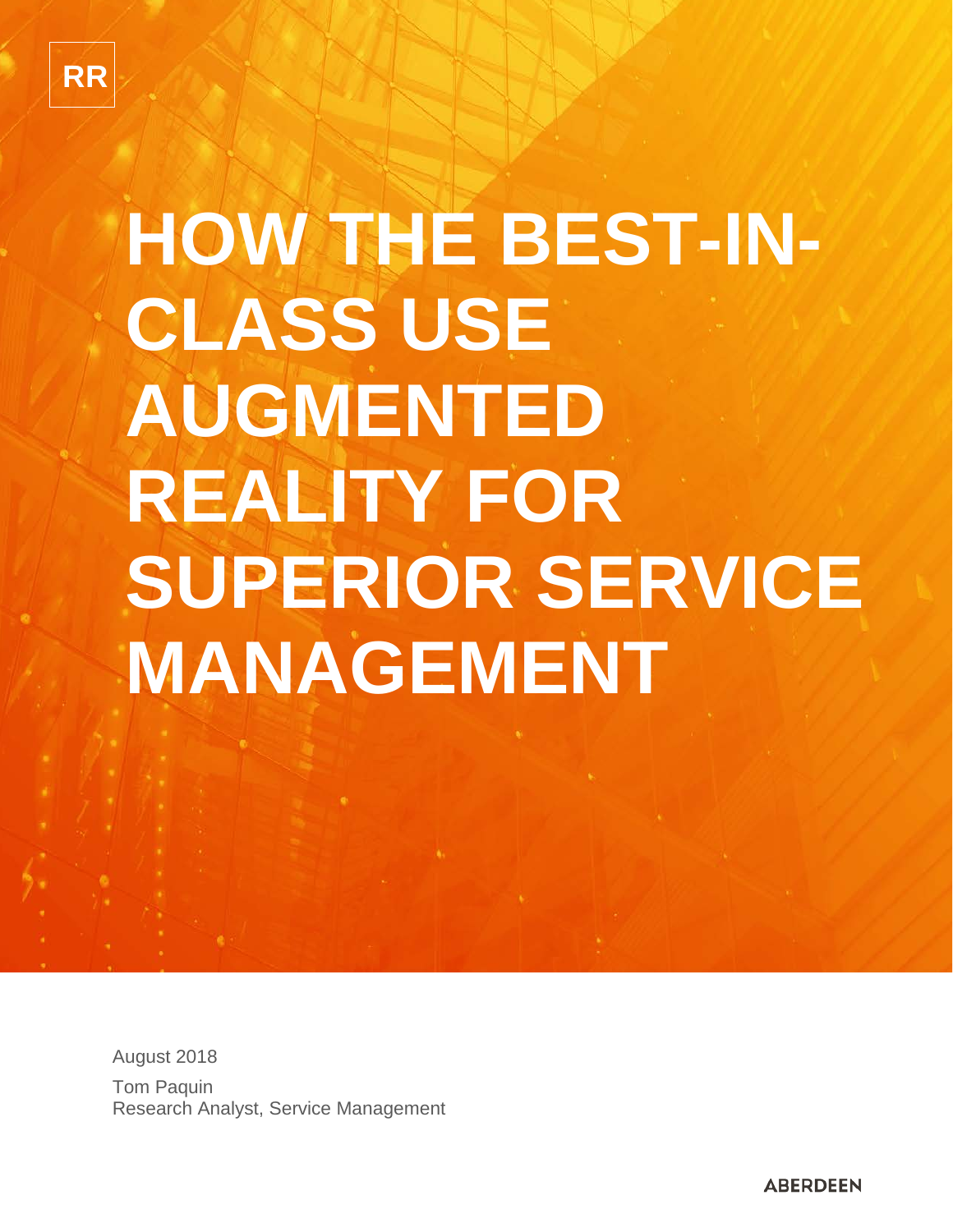RR

# HOW THE BEST-IN-CLASS USE AUGMENTED REALITY FOR SUPERIOR SERVICE MANAGEMENT

August 2018

Tom Paquin
Research Analyst, Service Management

ABERDEEN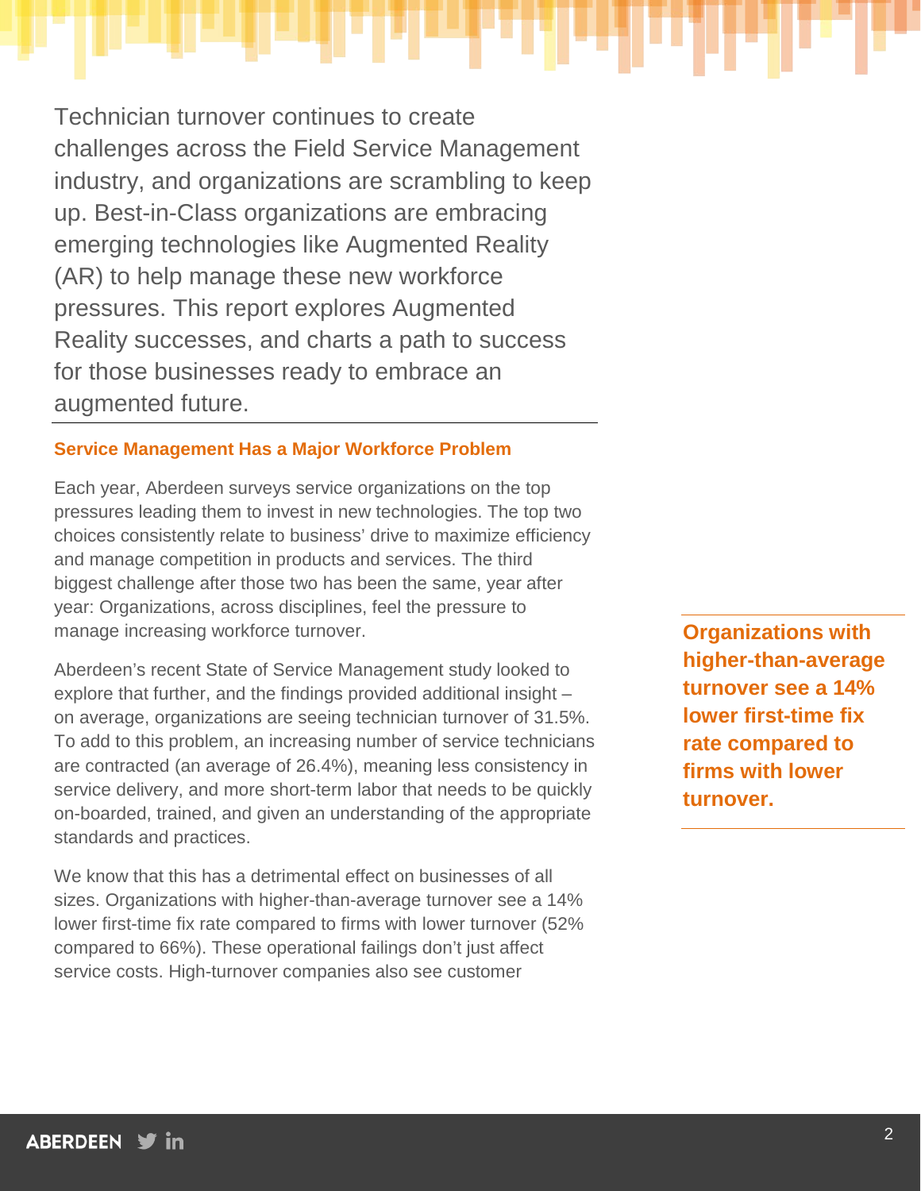Technician turnover continues to create challenges across the Field Service Management industry, and organizations are scrambling to keep up. Best-in-Class organizations are embracing emerging technologies like Augmented Reality (AR) to help manage these new workforce pressures. This report explores Augmented Reality successes, and charts a path to success for those businesses ready to embrace an augmented future.

## Service Management Has a Major Workforce Problem

Each year, Aberdeen surveys service organizations on the top pressures leading them to invest in new technologies. The top two choices consistently relate to business' drive to maximize efficiency and manage competition in products and services. The third biggest challenge after those two has been the same, year after year: Organizations, across disciplines, feel the pressure to manage increasing workforce turnover.

Aberdeen's recent State of Service Management study looked to explore that further, and the findings provided additional insight – on average, organizations are seeing technician turnover of 31.5%. To add to this problem, an increasing number of service technicians are contracted (an average of 26.4%), meaning less consistency in service delivery, and more short-term labor that needs to be quickly on-boarded, trained, and given an understanding of the appropriate standards and practices.

**Organizations with higher-than-average turnover see a 14% lower first-time fix rate compared to firms with lower turnover.**

We know that this has a detrimental effect on businesses of all sizes. Organizations with higher-than-average turnover see a 14% lower first-time fix rate compared to firms with lower turnover (52% compared to 66%). These operational failings don't just affect service costs. High-turnover companies also see customer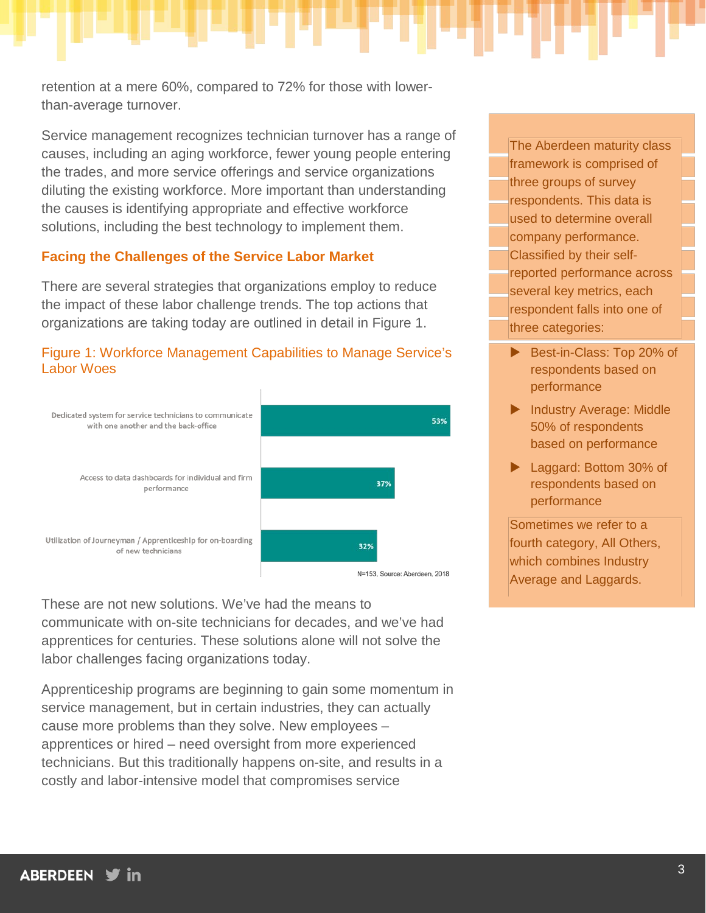retention at a mere 60%, compared to 72% for those with lower-than-average turnover.

Service management recognizes technician turnover has a range of causes, including an aging workforce, fewer young people entering the trades, and more service offerings and service organizations diluting the existing workforce. More important than understanding the causes is identifying appropriate and effective workforce solutions, including the best technology to implement them.

## Facing the Challenges of the Service Labor Market

There are several strategies that organizations employ to reduce the impact of these labor challenge trends. The top actions that organizations are taking today are outlined in detail in Figure 1.

### Figure 1: Workforce Management Capabilities to Manage Service's Labor Woes

| Capability | Percentage |
| --- | --- |
| Dedicated system for service technicians to communicate with one another and the back-office | 53% |
| Access to data dashboards for individual and firm performance | 37% |
| Utilization of Journeyman / Apprenticeship for on-boarding of new technicians | 32% |

N=153, Source: Aberdeen, 2018

These are not new solutions. We've had the means to communicate with on-site technicians for decades, and we've had apprentices for centuries. These solutions alone will not solve the labor challenges facing organizations today.

Apprenticeship programs are beginning to gain some momentum in service management, but in certain industries, they can actually cause more problems than they solve. New employees – apprentices or hired – need oversight from more experienced technicians. But this traditionally happens on-site, and results in a costly and labor-intensive model that compromises service

The Aberdeen maturity class framework is comprised of three groups of survey respondents. This data is used to determine overall company performance. Classified by their self-reported performance across several key metrics, each respondent falls into one of three categories:

- Best-in-Class: Top 20% of respondents based on performance
- Industry Average: Middle 50% of respondents based on performance
- Laggard: Bottom 30% of respondents based on performance

Sometimes we refer to a fourth category, All Others, which combines Industry Average and Laggards.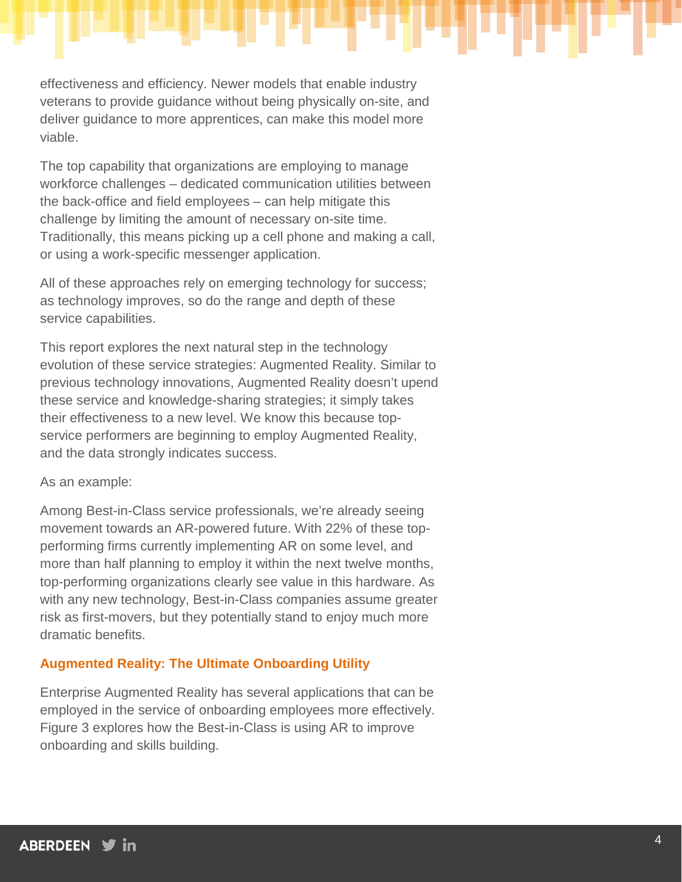effectiveness and efficiency. Newer models that enable industry veterans to provide guidance without being physically on-site, and deliver guidance to more apprentices, can make this model more viable.

The top capability that organizations are employing to manage workforce challenges – dedicated communication utilities between the back-office and field employees – can help mitigate this challenge by limiting the amount of necessary on-site time. Traditionally, this means picking up a cell phone and making a call, or using a work-specific messenger application.

All of these approaches rely on emerging technology for success; as technology improves, so do the range and depth of these service capabilities.

This report explores the next natural step in the technology evolution of these service strategies: Augmented Reality. Similar to previous technology innovations, Augmented Reality doesn't upend these service and knowledge-sharing strategies; it simply takes their effectiveness to a new level. We know this because top-service performers are beginning to employ Augmented Reality, and the data strongly indicates success.

As an example:

Among Best-in-Class service professionals, we're already seeing movement towards an AR-powered future. With 22% of these top-performing firms currently implementing AR on some level, and more than half planning to employ it within the next twelve months, top-performing organizations clearly see value in this hardware. As with any new technology, Best-in-Class companies assume greater risk as first-movers, but they potentially stand to enjoy much more dramatic benefits.

### Augmented Reality: The Ultimate Onboarding Utility

Enterprise Augmented Reality has several applications that can be employed in the service of onboarding employees more effectively. Figure 3 explores how the Best-in-Class is using AR to improve onboarding and skills building.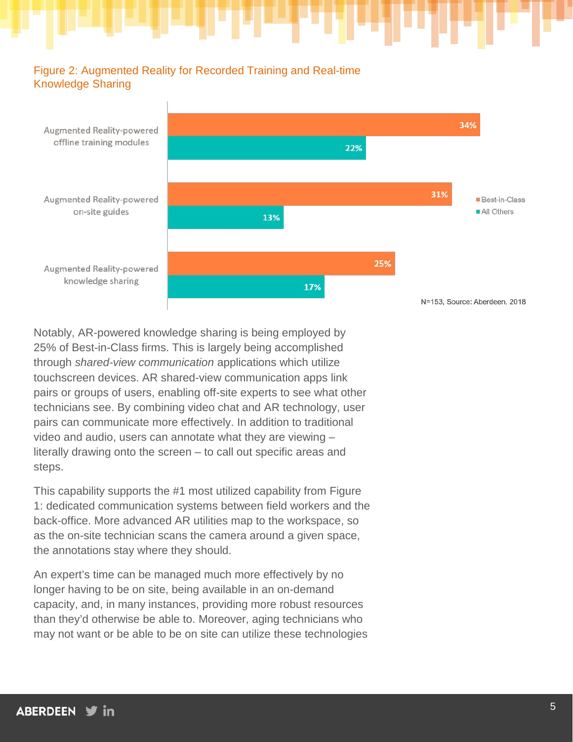Figure 2: Augmented Reality for Recorded Training and Real-time Knowledge Sharing

| | Best-in-Class | All Others |
| --- | --- | --- |
| Augmented Reality-powered offline training modules | 34% | 22% |
| Augmented Reality-powered on-site guides | 31% | 13% |
| Augmented Reality-powered knowledge sharing | 25% | 17% |

N=153, Source: Aberdeen, 2018

Notably, AR-powered knowledge sharing is being employed by 25% of Best-in-Class firms. This is largely being accomplished through *shared-view communication* applications which utilize touchscreen devices. AR shared-view communication apps link pairs or groups of users, enabling off-site experts to see what other technicians see. By combining video chat and AR technology, user pairs can communicate more effectively. In addition to traditional video and audio, users can annotate what they are viewing – literally drawing onto the screen – to call out specific areas and steps.

This capability supports the #1 most utilized capability from Figure 1: dedicated communication systems between field workers and the back-office. More advanced AR utilities map to the workspace, so as the on-site technician scans the camera around a given space, the annotations stay where they should.

An expert's time can be managed much more effectively by no longer having to be on site, being available in an on-demand capacity, and, in many instances, providing more robust resources than they'd otherwise be able to. Moreover, aging technicians who may not want or be able to be on site can utilize these technologies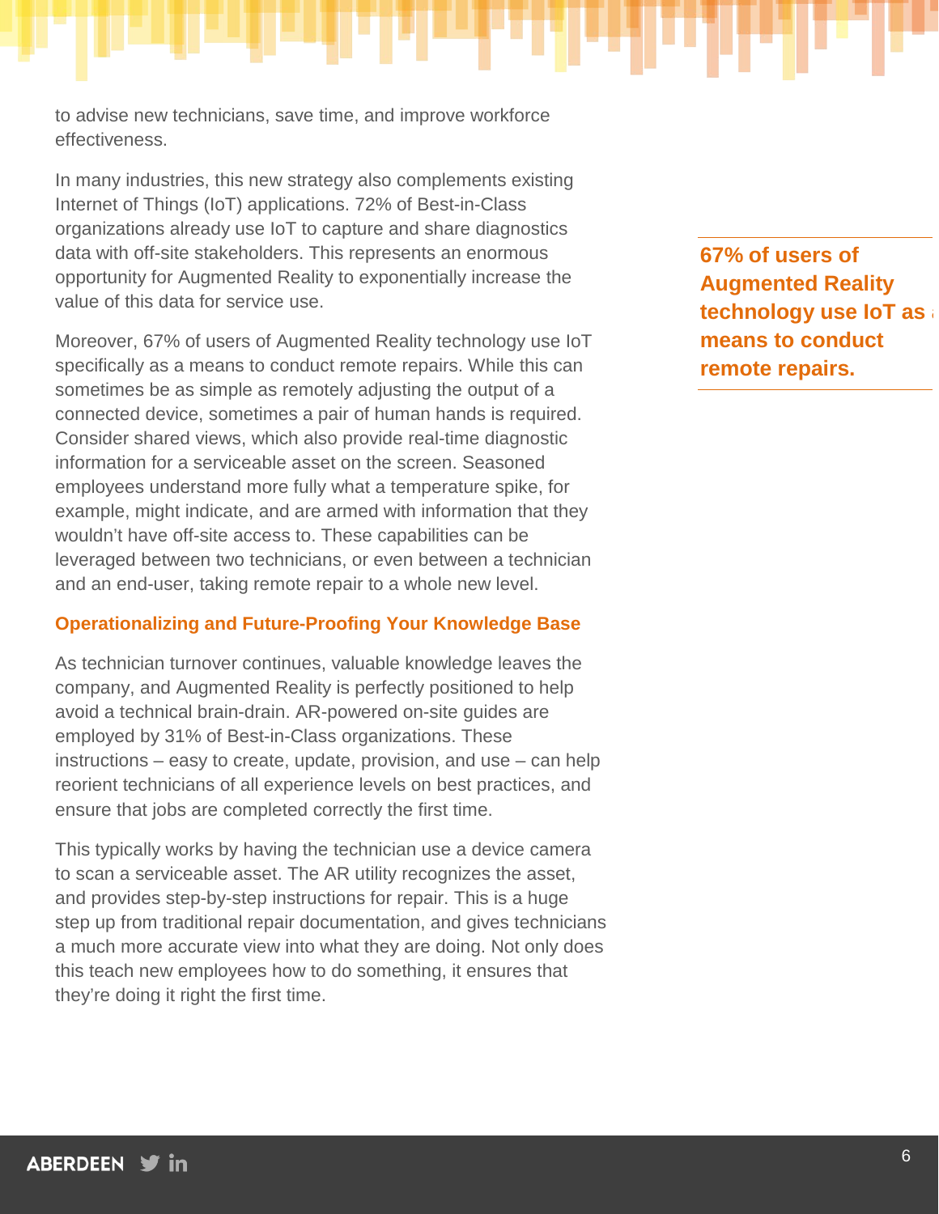to advise new technicians, save time, and improve workforce effectiveness.

In many industries, this new strategy also complements existing Internet of Things (IoT) applications. 72% of Best-in-Class organizations already use IoT to capture and share diagnostics data with off-site stakeholders. This represents an enormous opportunity for Augmented Reality to exponentially increase the value of this data for service use.

**67% of users of Augmented Reality technology use IoT as a means to conduct remote repairs.**

Moreover, 67% of users of Augmented Reality technology use IoT specifically as a means to conduct remote repairs. While this can sometimes be as simple as remotely adjusting the output of a connected device, sometimes a pair of human hands is required. Consider shared views, which also provide real-time diagnostic information for a serviceable asset on the screen. Seasoned employees understand more fully what a temperature spike, for example, might indicate, and are armed with information that they wouldn't have off-site access to. These capabilities can be leveraged between two technicians, or even between a technician and an end-user, taking remote repair to a whole new level.

### Operationalizing and Future-Proofing Your Knowledge Base

As technician turnover continues, valuable knowledge leaves the company, and Augmented Reality is perfectly positioned to help avoid a technical brain-drain. AR-powered on-site guides are employed by 31% of Best-in-Class organizations. These instructions – easy to create, update, provision, and use – can help reorient technicians of all experience levels on best practices, and ensure that jobs are completed correctly the first time.

This typically works by having the technician use a device camera to scan a serviceable asset. The AR utility recognizes the asset, and provides step-by-step instructions for repair. This is a huge step up from traditional repair documentation, and gives technicians a much more accurate view into what they are doing. Not only does this teach new employees how to do something, it ensures that they're doing it right the first time.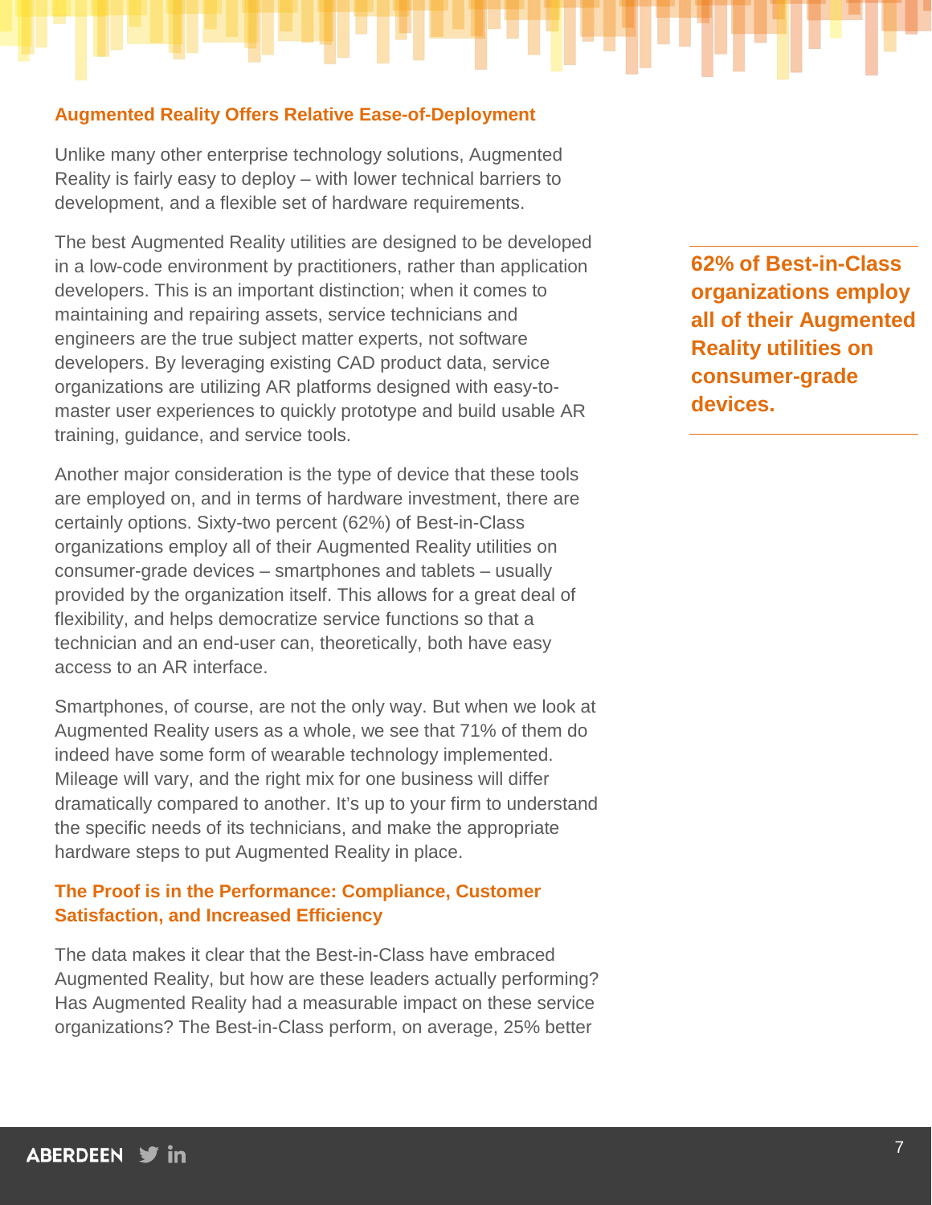## Augmented Reality Offers Relative Ease-of-Deployment

Unlike many other enterprise technology solutions, Augmented Reality is fairly easy to deploy – with lower technical barriers to development, and a flexible set of hardware requirements.

The best Augmented Reality utilities are designed to be developed in a low-code environment by practitioners, rather than application developers. This is an important distinction; when it comes to maintaining and repairing assets, service technicians and engineers are the true subject matter experts, not software developers. By leveraging existing CAD product data, service organizations are utilizing AR platforms designed with easy-to-master user experiences to quickly prototype and build usable AR training, guidance, and service tools.

**62% of Best-in-Class organizations employ all of their Augmented Reality utilities on consumer-grade devices.**

Another major consideration is the type of device that these tools are employed on, and in terms of hardware investment, there are certainly options. Sixty-two percent (62%) of Best-in-Class organizations employ all of their Augmented Reality utilities on consumer-grade devices – smartphones and tablets – usually provided by the organization itself. This allows for a great deal of flexibility, and helps democratize service functions so that a technician and an end-user can, theoretically, both have easy access to an AR interface.

Smartphones, of course, are not the only way. But when we look at Augmented Reality users as a whole, we see that 71% of them do indeed have some form of wearable technology implemented. Mileage will vary, and the right mix for one business will differ dramatically compared to another. It's up to your firm to understand the specific needs of its technicians, and make the appropriate hardware steps to put Augmented Reality in place.

## The Proof is in the Performance: Compliance, Customer Satisfaction, and Increased Efficiency

The data makes it clear that the Best-in-Class have embraced Augmented Reality, but how are these leaders actually performing? Has Augmented Reality had a measurable impact on these service organizations? The Best-in-Class perform, on average, 25% better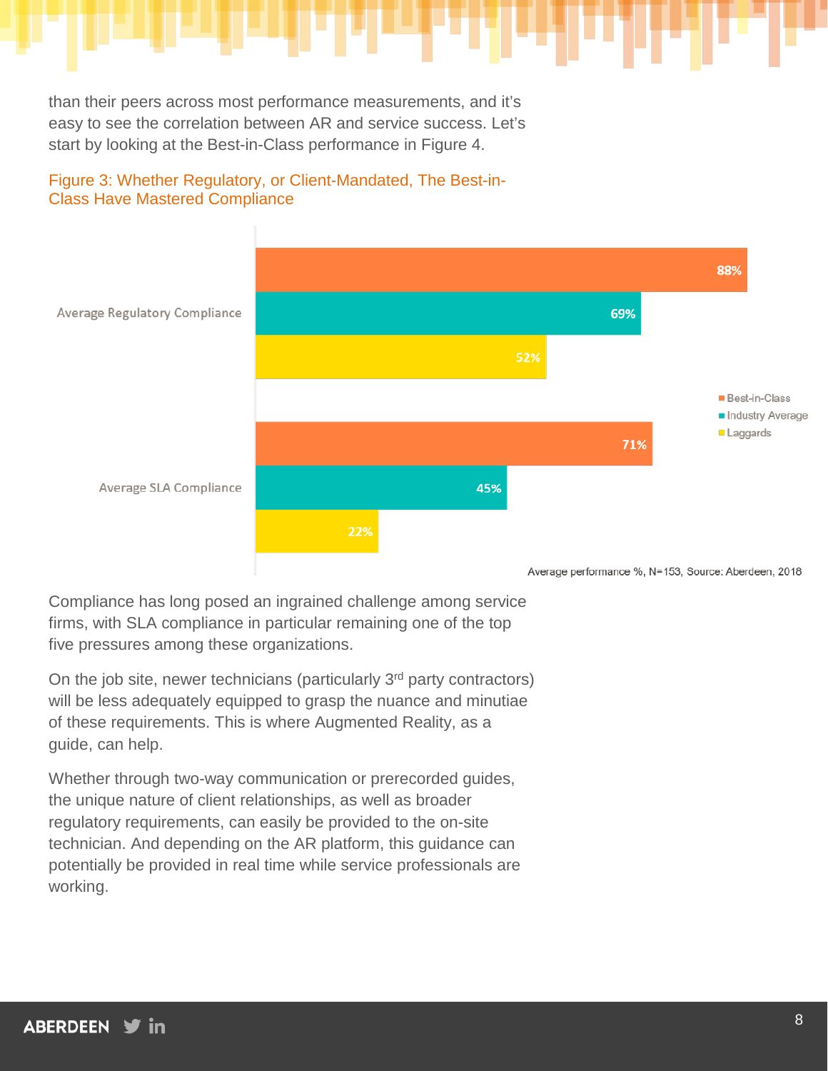than their peers across most performance measurements, and it's easy to see the correlation between AR and service success. Let's start by looking at the Best-in-Class performance in Figure 4.

Figure 3: Whether Regulatory, or Client-Mandated, The Best-in-Class Have Mastered Compliance

| | Best-in-Class | Industry Average | Laggards |
|---|---|---|---|
| Average Regulatory Compliance | 88% | 69% | 52% |
| Average SLA Compliance | 71% | 45% | 22% |

Average performance %, N=153, Source: Aberdeen, 2018

Compliance has long posed an ingrained challenge among service firms, with SLA compliance in particular remaining one of the top five pressures among these organizations.

On the job site, newer technicians (particularly 3rd party contractors) will be less adequately equipped to grasp the nuance and minutiae of these requirements. This is where Augmented Reality, as a guide, can help.

Whether through two-way communication or prerecorded guides, the unique nature of client relationships, as well as broader regulatory requirements, can easily be provided to the on-site technician. And depending on the AR platform, this guidance can potentially be provided in real time while service professionals are working.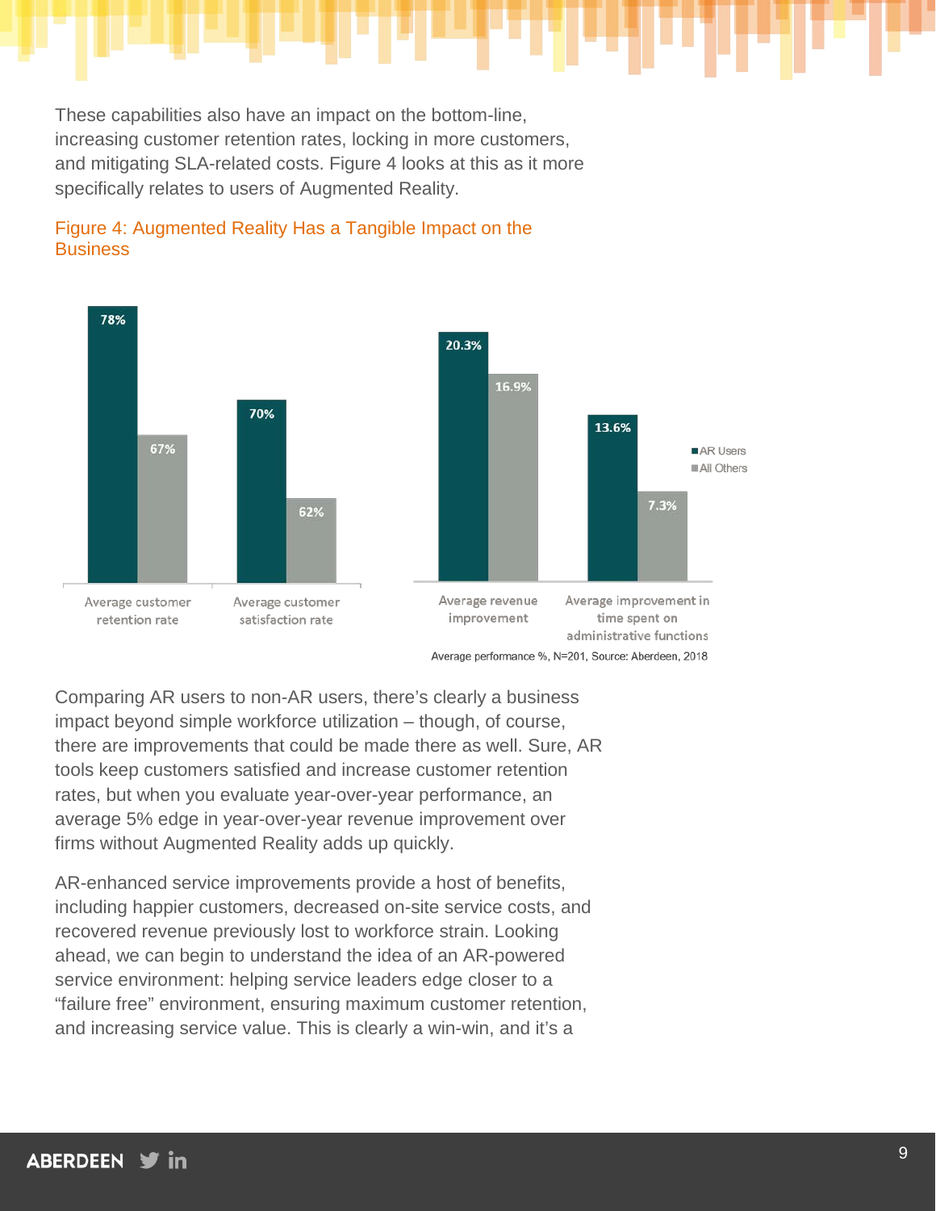These capabilities also have an impact on the bottom-line, increasing customer retention rates, locking in more customers, and mitigating SLA-related costs. Figure 4 looks at this as it more specifically relates to users of Augmented Reality.

Figure 4: Augmented Reality Has a Tangible Impact on the Business

| | AR Users | All Others |
|---|---|---|
| Average customer retention rate | 78% | 67% |
| Average customer satisfaction rate | 70% | 62% |
| Average revenue improvement | 20.3% | 16.9% |
| Average improvement in time spent on administrative functions | 13.6% | 7.3% |

Average performance %, N=201, Source: Aberdeen, 2018

Comparing AR users to non-AR users, there's clearly a business impact beyond simple workforce utilization – though, of course, there are improvements that could be made there as well. Sure, AR tools keep customers satisfied and increase customer retention rates, but when you evaluate year-over-year performance, an average 5% edge in year-over-year revenue improvement over firms without Augmented Reality adds up quickly.

AR-enhanced service improvements provide a host of benefits, including happier customers, decreased on-site service costs, and recovered revenue previously lost to workforce strain. Looking ahead, we can begin to understand the idea of an AR-powered service environment: helping service leaders edge closer to a "failure free" environment, ensuring maximum customer retention, and increasing service value. This is clearly a win-win, and it's a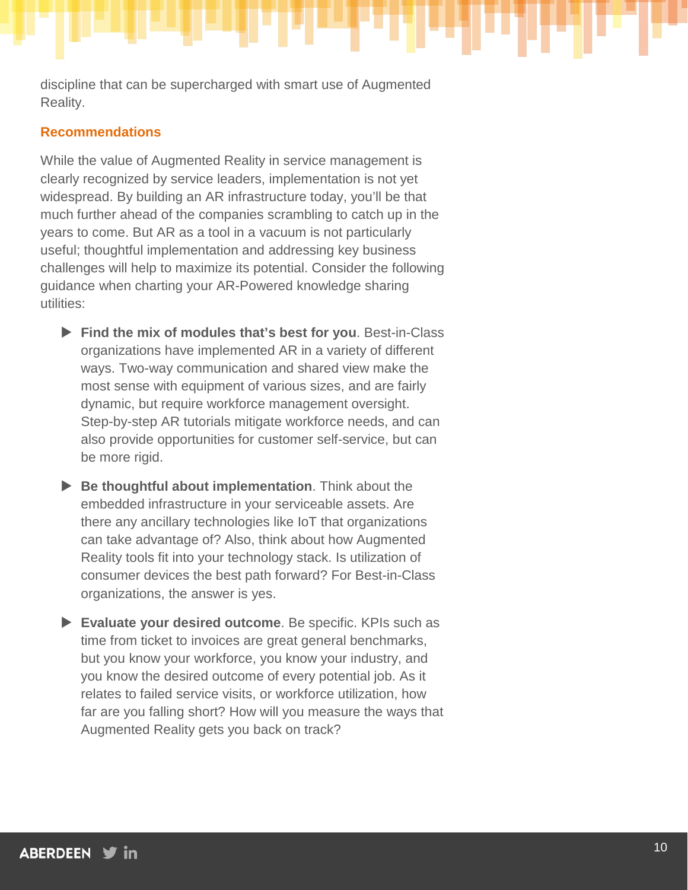discipline that can be supercharged with smart use of Augmented Reality.

### Recommendations

While the value of Augmented Reality in service management is clearly recognized by service leaders, implementation is not yet widespread. By building an AR infrastructure today, you'll be that much further ahead of the companies scrambling to catch up in the years to come. But AR as a tool in a vacuum is not particularly useful; thoughtful implementation and addressing key business challenges will help to maximize its potential. Consider the following guidance when charting your AR-Powered knowledge sharing utilities:

- **Find the mix of modules that's best for you**. Best-in-Class organizations have implemented AR in a variety of different ways. Two-way communication and shared view make the most sense with equipment of various sizes, and are fairly dynamic, but require workforce management oversight. Step-by-step AR tutorials mitigate workforce needs, and can also provide opportunities for customer self-service, but can be more rigid.

- **Be thoughtful about implementation**. Think about the embedded infrastructure in your serviceable assets. Are there any ancillary technologies like IoT that organizations can take advantage of? Also, think about how Augmented Reality tools fit into your technology stack. Is utilization of consumer devices the best path forward? For Best-in-Class organizations, the answer is yes.

- **Evaluate your desired outcome**. Be specific. KPIs such as time from ticket to invoices are great general benchmarks, but you know your workforce, you know your industry, and you know the desired outcome of every potential job. As it relates to failed service visits, or workforce utilization, how far are you falling short? How will you measure the ways that Augmented Reality gets you back on track?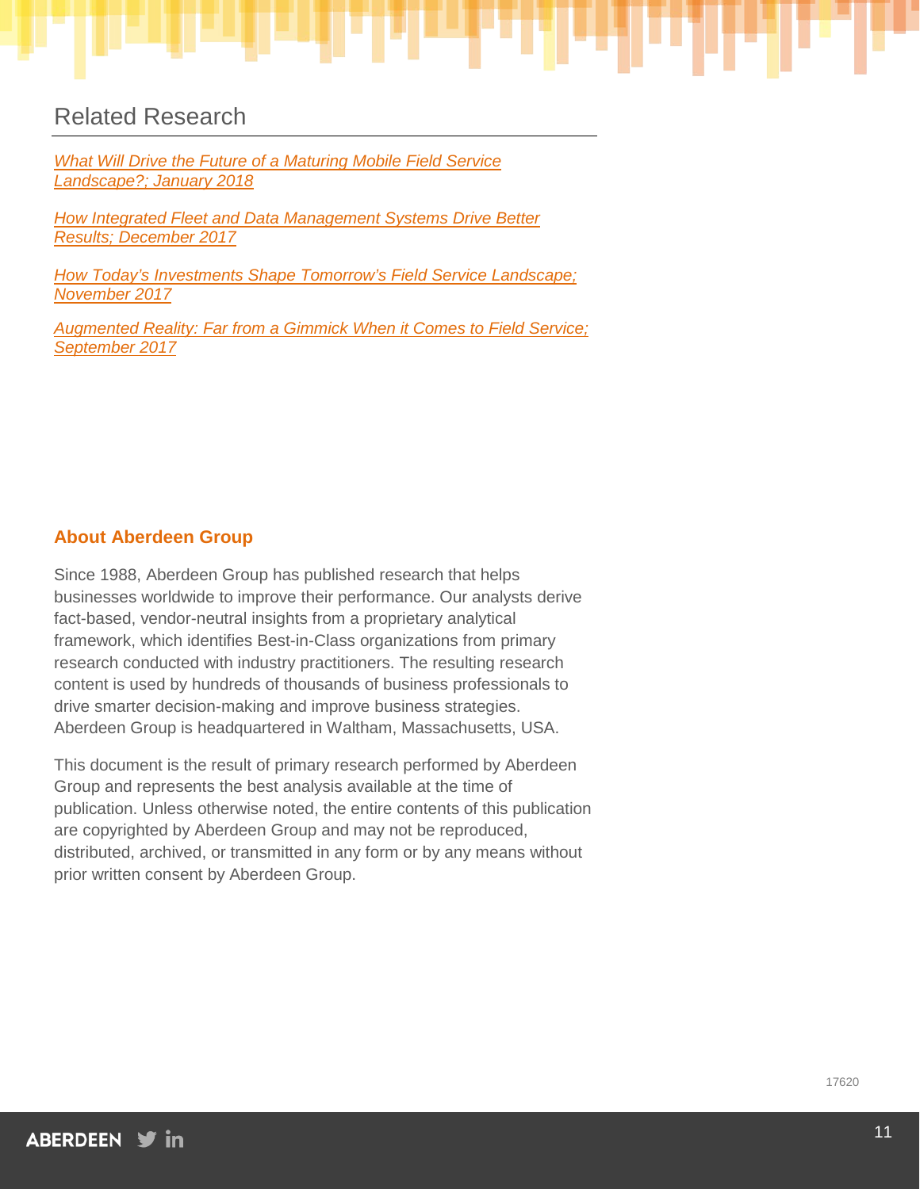## Related Research

*[What Will Drive the Future of a Maturing Mobile Field Service Landscape?; January 2018]*

*[How Integrated Fleet and Data Management Systems Drive Better Results; December 2017]*

*[How Today's Investments Shape Tomorrow's Field Service Landscape; November 2017]*

*[Augmented Reality: Far from a Gimmick When it Comes to Field Service; September 2017]*

### About Aberdeen Group

Since 1988, Aberdeen Group has published research that helps businesses worldwide to improve their performance. Our analysts derive fact-based, vendor-neutral insights from a proprietary analytical framework, which identifies Best-in-Class organizations from primary research conducted with industry practitioners. The resulting research content is used by hundreds of thousands of business professionals to drive smarter decision-making and improve business strategies. Aberdeen Group is headquartered in Waltham, Massachusetts, USA.

This document is the result of primary research performed by Aberdeen Group and represents the best analysis available at the time of publication. Unless otherwise noted, the entire contents of this publication are copyrighted by Aberdeen Group and may not be reproduced, distributed, archived, or transmitted in any form or by any means without prior written consent by Aberdeen Group.

17620